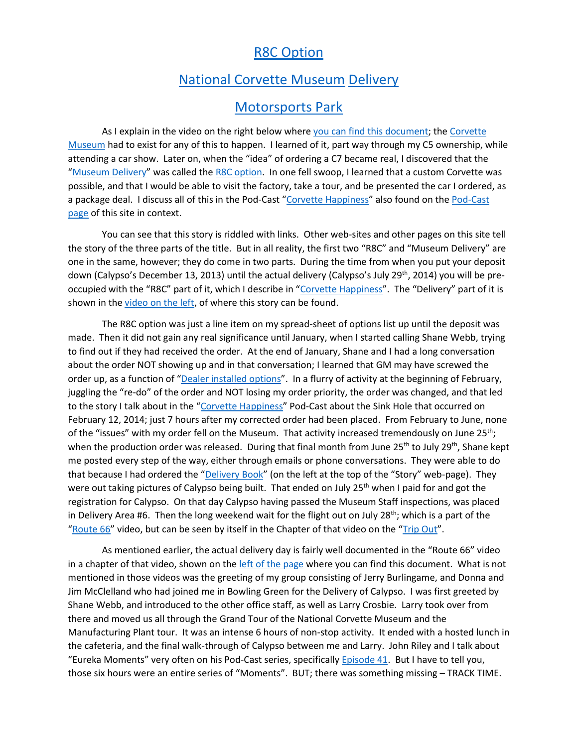# R8C Option

# National Corvette Museum Delivery

# Motorsports Park

As I explain in the video on the right below where you can find this document; the Corvette Museum had to exist for any of this to happen. I learned of it, part way through my C5 ownership, while attending a car show. Later on, when the "idea" of ordering a C7 became real, I discovered that the "Museum Delivery" was called the R8C option. In one fell swoop, I learned that a custom Corvette was possible, and that I would be able to visit the factory, take a tour, and be presented the car I ordered, as a package deal. I discuss all of this in the Pod-Cast "Corvette Happiness" also found on the Pod-Cast page of this site in context.

You can see that this story is riddled with links. Other web-sites and other pages on this site tell the story of the three parts of the title. But in all reality, the first two "R8C" and "Museum Delivery" are one in the same, however; they do come in two parts. During the time from when you put your deposit down (Calypso's December 13, 2013) until the actual delivery (Calypso's July 29th, 2014) you will be pre-occupied with the "R8C" part of it, which I describe in "Corvette Happiness". The "Delivery" part of it is shown in the video on the left, of where this story can be found.

The R8C option was just a line item on my spread-sheet of options list up until the deposit was made. Then it did not gain any real significance until January, when I started calling Shane Webb, trying to find out if they had received the order. At the end of January, Shane and I had a long conversation about the order NOT showing up and in that conversation; I learned that GM may have screwed the order up, as a function of "Dealer installed options". In a flurry of activity at the beginning of February, juggling the "re-do" of the order and NOT losing my order priority, the order was changed, and that led to the story I talk about in the "Corvette Happiness" Pod-Cast about the Sink Hole that occurred on February 12, 2014; just 7 hours after my corrected order had been placed. From February to June, none of the "issues" with my order fell on the Museum. That activity increased tremendously on June 25th; when the production order was released. During that final month from June 25th to July 29th, Shane kept me posted every step of the way, either through emails or phone conversations. They were able to do that because I had ordered the "Delivery Book" (on the left at the top of the "Story" web-page). They were out taking pictures of Calypso being built. That ended on July 25th when I paid for and got the registration for Calypso. On that day Calypso having passed the Museum Staff inspections, was placed in Delivery Area #6. Then the long weekend wait for the flight out on July 28th; which is a part of the "Route 66" video, but can be seen by itself in the Chapter of that video on the "Trip Out".

As mentioned earlier, the actual delivery day is fairly well documented in the "Route 66" video in a chapter of that video, shown on the left of the page where you can find this document. What is not mentioned in those videos was the greeting of my group consisting of Jerry Burlingame, and Donna and Jim McClelland who had joined me in Bowling Green for the Delivery of Calypso. I was first greeted by Shane Webb, and introduced to the other office staff, as well as Larry Crosbie. Larry took over from there and moved us all through the Grand Tour of the National Corvette Museum and the Manufacturing Plant tour. It was an intense 6 hours of non-stop activity. It ended with a hosted lunch in the cafeteria, and the final walk-through of Calypso between me and Larry. John Riley and I talk about "Eureka Moments" very often on his Pod-Cast series, specifically Episode 41. But I have to tell you, those six hours were an entire series of "Moments". BUT; there was something missing – TRACK TIME.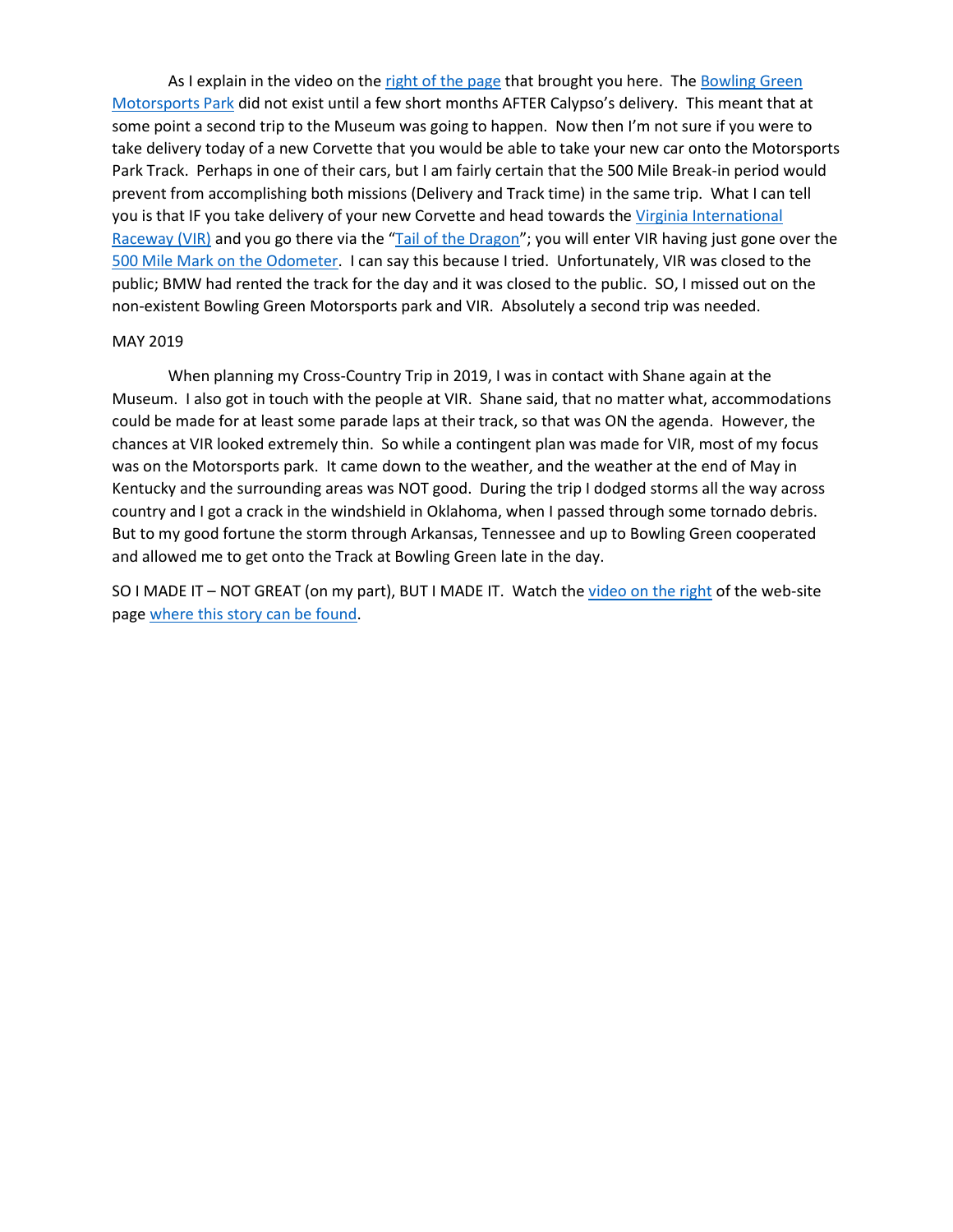As I explain in the video on the right of the page that brought you here. The Bowling Green Motorsports Park did not exist until a few short months AFTER Calypso's delivery. This meant that at some point a second trip to the Museum was going to happen. Now then I'm not sure if you were to take delivery today of a new Corvette that you would be able to take your new car onto the Motorsports Park Track. Perhaps in one of their cars, but I am fairly certain that the 500 Mile Break-in period would prevent from accomplishing both missions (Delivery and Track time) in the same trip. What I can tell you is that IF you take delivery of your new Corvette and head towards the Virginia International Raceway (VIR) and you go there via the "Tail of the Dragon"; you will enter VIR having just gone over the 500 Mile Mark on the Odometer. I can say this because I tried. Unfortunately, VIR was closed to the public; BMW had rented the track for the day and it was closed to the public. SO, I missed out on the non-existent Bowling Green Motorsports park and VIR. Absolutely a second trip was needed.

MAY 2019

When planning my Cross-Country Trip in 2019, I was in contact with Shane again at the Museum. I also got in touch with the people at VIR. Shane said, that no matter what, accommodations could be made for at least some parade laps at their track, so that was ON the agenda. However, the chances at VIR looked extremely thin. So while a contingent plan was made for VIR, most of my focus was on the Motorsports park. It came down to the weather, and the weather at the end of May in Kentucky and the surrounding areas was NOT good. During the trip I dodged storms all the way across country and I got a crack in the windshield in Oklahoma, when I passed through some tornado debris. But to my good fortune the storm through Arkansas, Tennessee and up to Bowling Green cooperated and allowed me to get onto the Track at Bowling Green late in the day.

SO I MADE IT – NOT GREAT (on my part), BUT I MADE IT. Watch the video on the right of the web-site page where this story can be found.